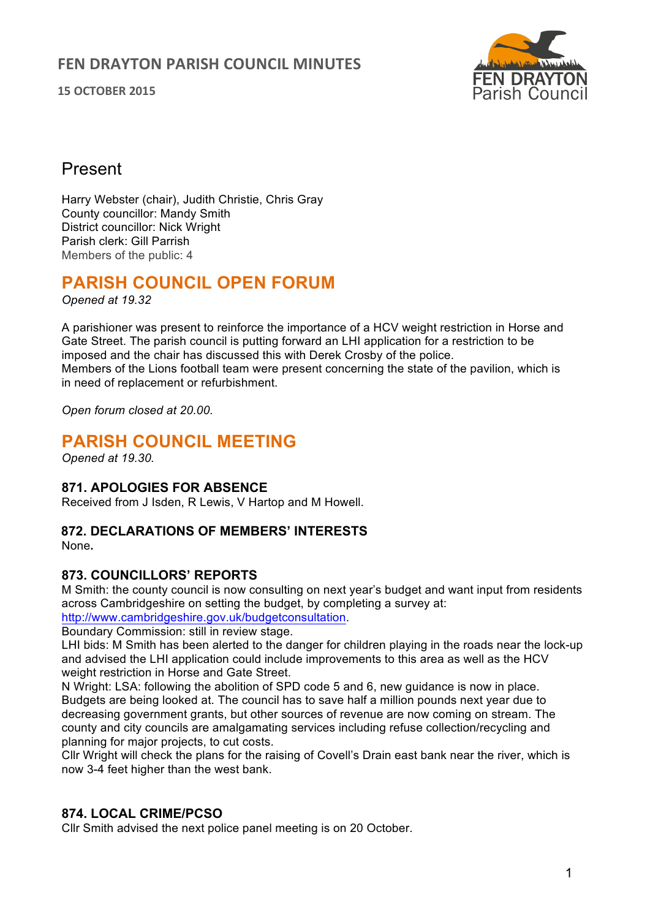# FEN DRAYTON PARISH COUNCIL MINUTES

**15 OCTOBER 2015**

## Present

Harry Webster (chair), Judith Christie, Chris Gray
County councillor: Mandy Smith
District councillor: Nick Wright
Parish clerk: Gill Parrish
Members of the public: 4

## PARISH COUNCIL OPEN FORUM

*Opened at 19.32*

A parishioner was present to reinforce the importance of a HCV weight restriction in Horse and Gate Street. The parish council is putting forward an LHI application for a restriction to be imposed and the chair has discussed this with Derek Crosby of the police.
Members of the Lions football team were present concerning the state of the pavilion, which is in need of replacement or refurbishment.

*Open forum closed at 20.00.*

## PARISH COUNCIL MEETING

*Opened at 19.30.*

### 871. APOLOGIES FOR ABSENCE

Received from J Isden, R Lewis, V Hartop and M Howell.

### 872. DECLARATIONS OF MEMBERS' INTERESTS

None**.**

### 873. COUNCILLORS' REPORTS

M Smith: the county council is now consulting on next year's budget and want input from residents across Cambridgeshire on setting the budget, by completing a survey at: [http://www.cambridgeshire.gov.uk/budgetconsultation](http://www.cambridgeshire.gov.uk/budgetconsultation).
Boundary Commission: still in review stage.
LHI bids: M Smith has been alerted to the danger for children playing in the roads near the lock-up and advised the LHI application could include improvements to this area as well as the HCV weight restriction in Horse and Gate Street.
N Wright: LSA: following the abolition of SPD code 5 and 6, new guidance is now in place. Budgets are being looked at. The council has to save half a million pounds next year due to decreasing government grants, but other sources of revenue are now coming on stream. The county and city councils are amalgamating services including refuse collection/recycling and planning for major projects, to cut costs.
Cllr Wright will check the plans for the raising of Covell's Drain east bank near the river, which is now 3-4 feet higher than the west bank.

### 874. LOCAL CRIME/PCSO

Cllr Smith advised the next police panel meeting is on 20 October.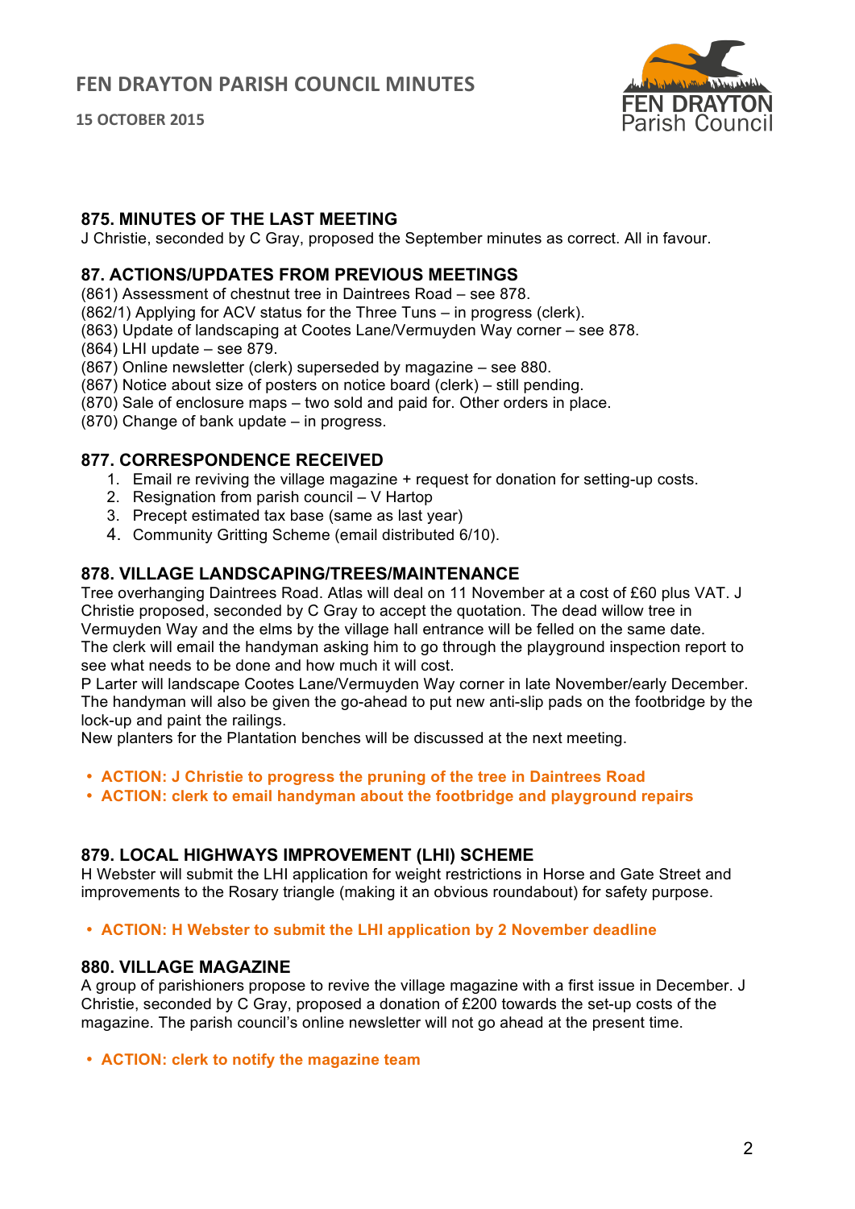## 875. MINUTES OF THE LAST MEETING

J Christie, seconded by C Gray, proposed the September minutes as correct. All in favour.

## 87. ACTIONS/UPDATES FROM PREVIOUS MEETINGS

(861) Assessment of chestnut tree in Daintrees Road – see 878.
(862/1) Applying for ACV status for the Three Tuns – in progress (clerk).
(863) Update of landscaping at Cootes Lane/Vermuyden Way corner – see 878.
(864) LHI update – see 879.
(867) Online newsletter (clerk) superseded by magazine – see 880.
(867) Notice about size of posters on notice board (clerk) – still pending.
(870) Sale of enclosure maps – two sold and paid for. Other orders in place.
(870) Change of bank update – in progress.

## 877. CORRESPONDENCE RECEIVED

1. Email re reviving the village magazine + request for donation for setting-up costs.
2. Resignation from parish council – V Hartop
3. Precept estimated tax base (same as last year)
4. Community Gritting Scheme (email distributed 6/10).

## 878. VILLAGE LANDSCAPING/TREES/MAINTENANCE

Tree overhanging Daintrees Road. Atlas will deal on 11 November at a cost of £60 plus VAT. J Christie proposed, seconded by C Gray to accept the quotation. The dead willow tree in Vermuyden Way and the elms by the village hall entrance will be felled on the same date.
The clerk will email the handyman asking him to go through the playground inspection report to see what needs to be done and how much it will cost.
P Larter will landscape Cootes Lane/Vermuyden Way corner in late November/early December.
The handyman will also be given the go-ahead to put new anti-slip pads on the footbridge by the lock-up and paint the railings.
New planters for the Plantation benches will be discussed at the next meeting.

- **ACTION: J Christie to progress the pruning of the tree in Daintrees Road**
- **ACTION: clerk to email handyman about the footbridge and playground repairs**

## 879. LOCAL HIGHWAYS IMPROVEMENT (LHI) SCHEME

H Webster will submit the LHI application for weight restrictions in Horse and Gate Street and improvements to the Rosary triangle (making it an obvious roundabout) for safety purpose.

- **ACTION: H Webster to submit the LHI application by 2 November deadline**

## 880. VILLAGE MAGAZINE

A group of parishioners propose to revive the village magazine with a first issue in December. J Christie, seconded by C Gray, proposed a donation of £200 towards the set-up costs of the magazine. The parish council's online newsletter will not go ahead at the present time.

- **ACTION: clerk to notify the magazine team**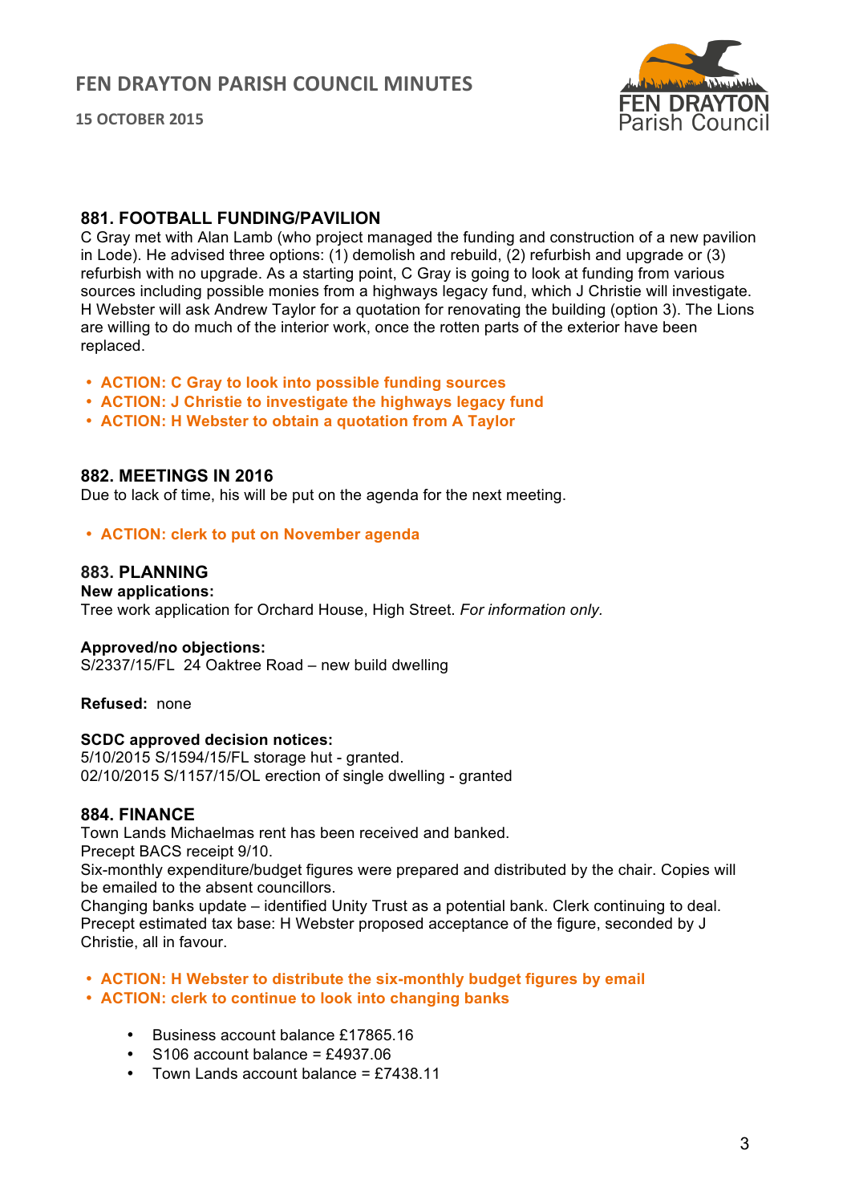## 881. FOOTBALL FUNDING/PAVILION

C Gray met with Alan Lamb (who project managed the funding and construction of a new pavilion in Lode). He advised three options: (1) demolish and rebuild, (2) refurbish and upgrade or (3) refurbish with no upgrade. As a starting point, C Gray is going to look at funding from various sources including possible monies from a highways legacy fund, which J Christie will investigate. H Webster will ask Andrew Taylor for a quotation for renovating the building (option 3). The Lions are willing to do much of the interior work, once the rotten parts of the exterior have been replaced.

- **ACTION: C Gray to look into possible funding sources**
- **ACTION: J Christie to investigate the highways legacy fund**
- **ACTION: H Webster to obtain a quotation from A Taylor**

## 882. MEETINGS IN 2016

Due to lack of time, his will be put on the agenda for the next meeting.

- **ACTION: clerk to put on November agenda**

## 883. PLANNING

**New applications:**
Tree work application for Orchard House, High Street. *For information only.*

**Approved/no objections:**
S/2337/15/FL 24 Oaktree Road – new build dwelling

**Refused:** none

**SCDC approved decision notices:**
5/10/2015 S/1594/15/FL storage hut - granted.
02/10/2015 S/1157/15/OL erection of single dwelling - granted

## 884. FINANCE

Town Lands Michaelmas rent has been received and banked.
Precept BACS receipt 9/10.
Six-monthly expenditure/budget figures were prepared and distributed by the chair. Copies will be emailed to the absent councillors.
Changing banks update – identified Unity Trust as a potential bank. Clerk continuing to deal.
Precept estimated tax base: H Webster proposed acceptance of the figure, seconded by J Christie, all in favour.

- **ACTION: H Webster to distribute the six-monthly budget figures by email**
- **ACTION: clerk to continue to look into changing banks**

  - Business account balance £17865.16
  - S106 account balance = £4937.06
  - Town Lands account balance = £7438.11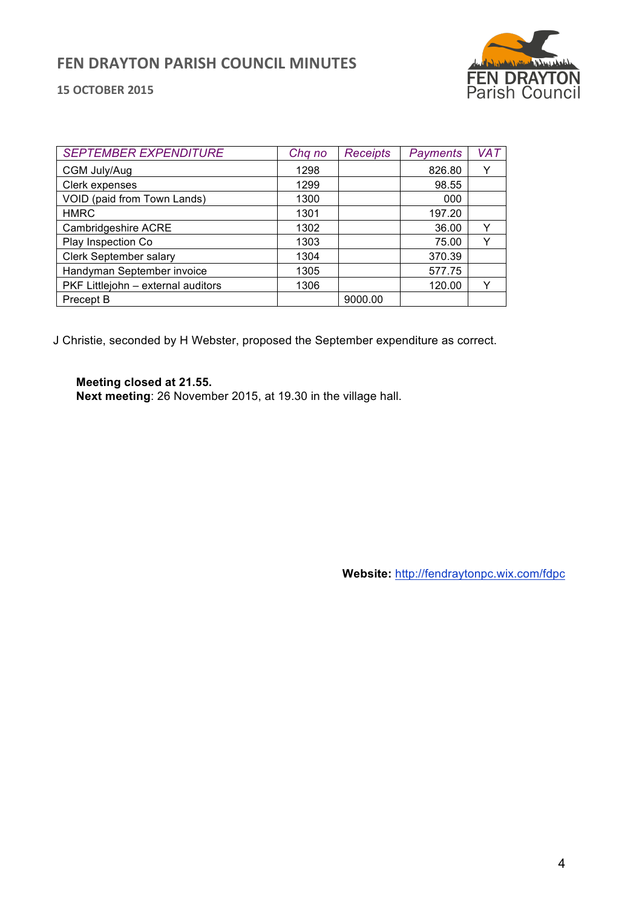| *SEPTEMBER EXPENDITURE* | *Chq no* | *Receipts* | *Payments* | *VAT* |
|---|---|---|---|---|
| CGM July/Aug | 1298 | | 826.80 | Y |
| Clerk expenses | 1299 | | 98.55 | |
| VOID (paid from Town Lands) | 1300 | | 000 | |
| HMRC | 1301 | | 197.20 | |
| Cambridgeshire ACRE | 1302 | | 36.00 | Y |
| Play Inspection Co | 1303 | | 75.00 | Y |
| Clerk September salary | 1304 | | 370.39 | |
| Handyman September invoice | 1305 | | 577.75 | |
| PKF Littlejohn – external auditors | 1306 | | 120.00 | Y |
| Precept B | | 9000.00 | | |

J Christie, seconded by H Webster, proposed the September expenditure as correct.

**Meeting closed at 21.55.**
**Next meeting**: 26 November 2015, at 19.30 in the village hall.

**Website:** http://fendraytonpc.wix.com/fdpc